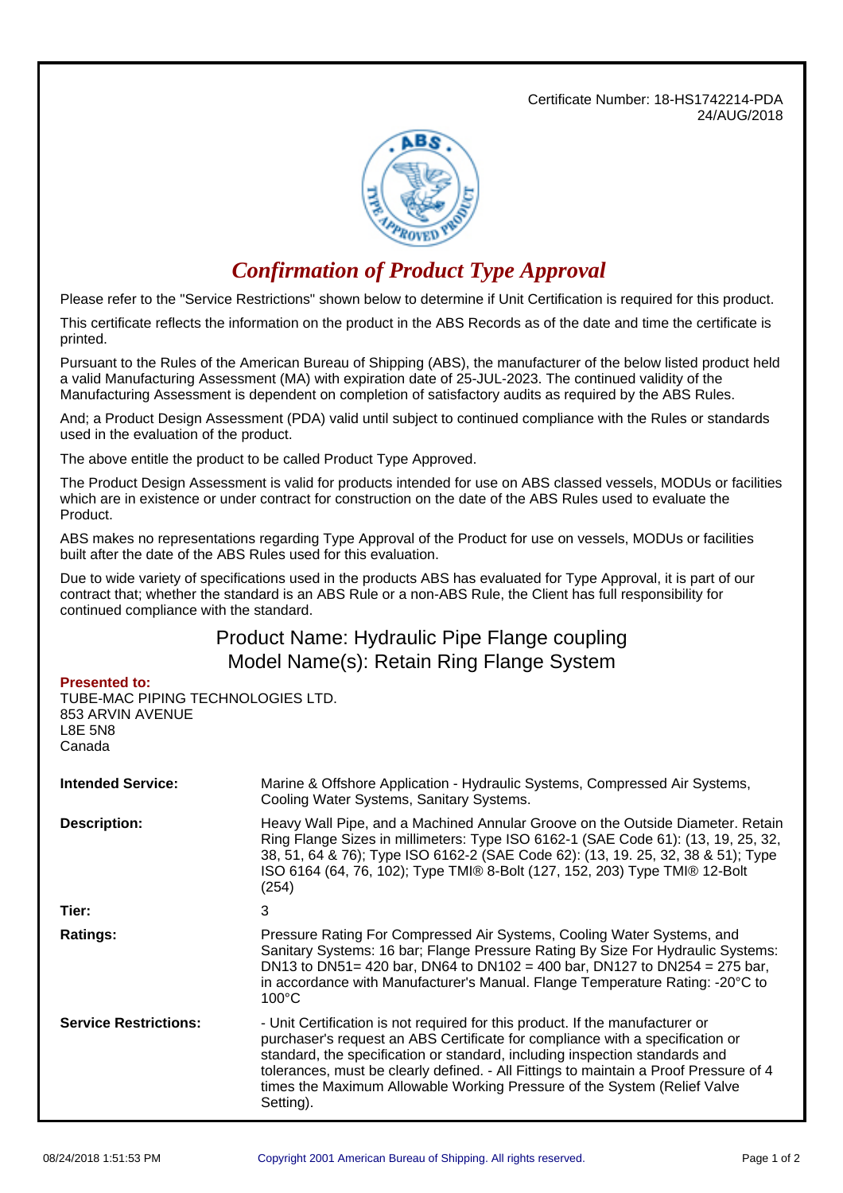Certificate Number: 18-HS1742214-PDA
24/AUG/2018

# *Confirmation of Product Type Approval*

Please refer to the "Service Restrictions" shown below to determine if Unit Certification is required for this product.

This certificate reflects the information on the product in the ABS Records as of the date and time the certificate is printed.

Pursuant to the Rules of the American Bureau of Shipping (ABS), the manufacturer of the below listed product held a valid Manufacturing Assessment (MA) with expiration date of 25-JUL-2023. The continued validity of the Manufacturing Assessment is dependent on completion of satisfactory audits as required by the ABS Rules.

And; a Product Design Assessment (PDA) valid until subject to continued compliance with the Rules or standards used in the evaluation of the product.

The above entitle the product to be called Product Type Approved.

The Product Design Assessment is valid for products intended for use on ABS classed vessels, MODUs or facilities which are in existence or under contract for construction on the date of the ABS Rules used to evaluate the Product.

ABS makes no representations regarding Type Approval of the Product for use on vessels, MODUs or facilities built after the date of the ABS Rules used for this evaluation.

Due to wide variety of specifications used in the products ABS has evaluated for Type Approval, it is part of our contract that; whether the standard is an ABS Rule or a non-ABS Rule, the Client has full responsibility for continued compliance with the standard.

## Product Name: Hydraulic Pipe Flange coupling
## Model Name(s): Retain Ring Flange System

**Presented to:**
TUBE-MAC PIPING TECHNOLOGIES LTD.
853 ARVIN AVENUE
L8E 5N8
Canada

| | |
|---|---|
| **Intended Service:** | Marine & Offshore Application - Hydraulic Systems, Compressed Air Systems, Cooling Water Systems, Sanitary Systems. |
| **Description:** | Heavy Wall Pipe, and a Machined Annular Groove on the Outside Diameter. Retain Ring Flange Sizes in millimeters: Type ISO 6162-1 (SAE Code 61): (13, 19, 25, 32, 38, 51, 64 & 76); Type ISO 6162-2 (SAE Code 62): (13, 19. 25, 32, 38 & 51); Type ISO 6164 (64, 76, 102); Type TMI® 8-Bolt (127, 152, 203) Type TMI® 12-Bolt (254) |
| **Tier:** | 3 |
| **Ratings:** | Pressure Rating For Compressed Air Systems, Cooling Water Systems, and Sanitary Systems: 16 bar; Flange Pressure Rating By Size For Hydraulic Systems: DN13 to DN51= 420 bar, DN64 to DN102 = 400 bar, DN127 to DN254 = 275 bar, in accordance with Manufacturer's Manual. Flange Temperature Rating: -20°C to 100°C |
| **Service Restrictions:** | - Unit Certification is not required for this product. If the manufacturer or purchaser's request an ABS Certificate for compliance with a specification or standard, the specification or standard, including inspection standards and tolerances, must be clearly defined. - All Fittings to maintain a Proof Pressure of 4 times the Maximum Allowable Working Pressure of the System (Relief Valve Setting). |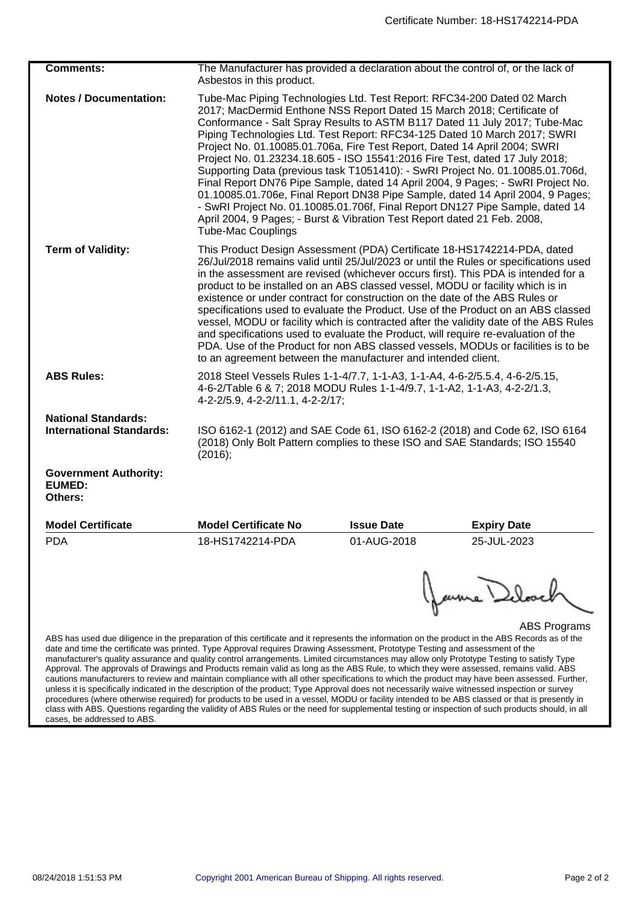Certificate Number: 18-HS1742214-PDA

| | |
|---|---|
| **Comments:** | The Manufacturer has provided a declaration about the control of, or the lack of Asbestos in this product. |
| **Notes / Documentation:** | Tube-Mac Piping Technologies Ltd. Test Report: RFC34-200 Dated 02 March 2017; MacDermid Enthone NSS Report Dated 15 March 2018; Certificate of Conformance - Salt Spray Results to ASTM B117 Dated 11 July 2017; Tube-Mac Piping Technologies Ltd. Test Report: RFC34-125 Dated 10 March 2017; SWRI Project No. 01.10085.01.706a, Fire Test Report, Dated 14 April 2004; SWRI Project No. 01.23234.18.605 - ISO 15541:2016 Fire Test, dated 17 July 2018; Supporting Data (previous task T1051410): - SwRI Project No. 01.10085.01.706d, Final Report DN76 Pipe Sample, dated 14 April 2004, 9 Pages; - SwRI Project No. 01.10085.01.706e, Final Report DN38 Pipe Sample, dated 14 April 2004, 9 Pages; - SwRI Project No. 01.10085.01.706f, Final Report DN127 Pipe Sample, dated 14 April 2004, 9 Pages; - Burst & Vibration Test Report dated 21 Feb. 2008, Tube-Mac Couplings |
| **Term of Validity:** | This Product Design Assessment (PDA) Certificate 18-HS1742214-PDA, dated 26/Jul/2018 remains valid until 25/Jul/2023 or until the Rules or specifications used in the assessment are revised (whichever occurs first). This PDA is intended for a product to be installed on an ABS classed vessel, MODU or facility which is in existence or under contract for construction on the date of the ABS Rules or specifications used to evaluate the Product. Use of the Product on an ABS classed vessel, MODU or facility which is contracted after the validity date of the ABS Rules and specifications used to evaluate the Product, will require re-evaluation of the PDA. Use of the Product for non ABS classed vessels, MODUs or facilities is to be to an agreement between the manufacturer and intended client. |
| **ABS Rules:** | 2018 Steel Vessels Rules 1-1-4/7.7, 1-1-A3, 1-1-A4, 4-6-2/5.5.4, 4-6-2/5.15, 4-6-2/Table 6 & 7; 2018 MODU Rules 1-1-4/9.7, 1-1-A2, 1-1-A3, 4-2-2/1.3, 4-2-2/5.9, 4-2-2/11.1, 4-2-2/17; |
| **National Standards:** | |
| **International Standards:** | ISO 6162-1 (2012) and SAE Code 61, ISO 6162-2 (2018) and Code 62, ISO 6164 (2018) Only Bolt Pattern complies to these ISO and SAE Standards; ISO 15540 (2016); |
| **Government Authority:** | |
| **EUMED:** | |
| **Others:** | |

| Model Certificate | Model Certificate No | Issue Date | Expiry Date |
|---|---|---|---|
| PDA | 18-HS1742214-PDA | 01-AUG-2018 | 25-JUL-2023 |

ABS Programs

ABS has used due diligence in the preparation of this certificate and it represents the information on the product in the ABS Records as of the date and time the certificate was printed. Type Approval requires Drawing Assessment, Prototype Testing and assessment of the manufacturer's quality assurance and quality control arrangements. Limited circumstances may allow only Prototype Testing to satisfy Type Approval. The approvals of Drawings and Products remain valid as long as the ABS Rule, to which they were assessed, remains valid. ABS cautions manufacturers to review and maintain compliance with all other specifications to which the product may have been assessed. Further, unless it is specifically indicated in the description of the product; Type Approval does not necessarily waive witnessed inspection or survey procedures (where otherwise required) for products to be used in a vessel, MODU or facility intended to be ABS classed or that is presently in class with ABS. Questions regarding the validity of ABS Rules or the need for supplemental testing or inspection of such products should, in all cases, be addressed to ABS.

08/24/2018 1:51:53 PM Copyright 2001 American Bureau of Shipping. All rights reserved.